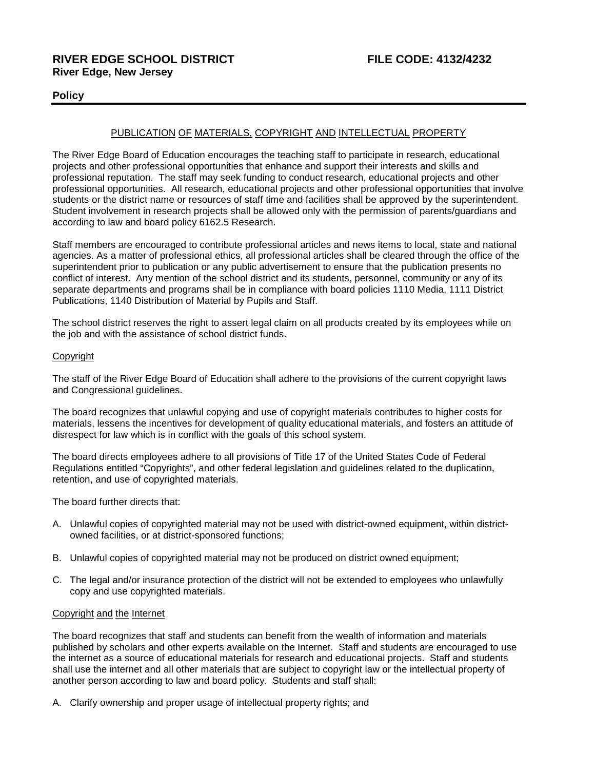**RIVER EDGE SCHOOL DISTRICT** **FILE CODE: 4132/4232**
**River Edge, New Jersey**

**Policy**

PUBLICATION OF MATERIALS, COPYRIGHT AND INTELLECTUAL PROPERTY

The River Edge Board of Education encourages the teaching staff to participate in research, educational projects and other professional opportunities that enhance and support their interests and skills and professional reputation. The staff may seek funding to conduct research, educational projects and other professional opportunities. All research, educational projects and other professional opportunities that involve students or the district name or resources of staff time and facilities shall be approved by the superintendent. Student involvement in research projects shall be allowed only with the permission of parents/guardians and according to law and board policy 6162.5 Research.

Staff members are encouraged to contribute professional articles and news items to local, state and national agencies. As a matter of professional ethics, all professional articles shall be cleared through the office of the superintendent prior to publication or any public advertisement to ensure that the publication presents no conflict of interest. Any mention of the school district and its students, personnel, community or any of its separate departments and programs shall be in compliance with board policies 1110 Media, 1111 District Publications, 1140 Distribution of Material by Pupils and Staff.

The school district reserves the right to assert legal claim on all products created by its employees while on the job and with the assistance of school district funds.

Copyright

The staff of the River Edge Board of Education shall adhere to the provisions of the current copyright laws and Congressional guidelines.

The board recognizes that unlawful copying and use of copyright materials contributes to higher costs for materials, lessens the incentives for development of quality educational materials, and fosters an attitude of disrespect for law which is in conflict with the goals of this school system.

The board directs employees adhere to all provisions of Title 17 of the United States Code of Federal Regulations entitled "Copyrights", and other federal legislation and guidelines related to the duplication, retention, and use of copyrighted materials.

The board further directs that:

A. Unlawful copies of copyrighted material may not be used with district-owned equipment, within district-owned facilities, or at district-sponsored functions;

B. Unlawful copies of copyrighted material may not be produced on district owned equipment;

C. The legal and/or insurance protection of the district will not be extended to employees who unlawfully copy and use copyrighted materials.

Copyright and the Internet

The board recognizes that staff and students can benefit from the wealth of information and materials published by scholars and other experts available on the Internet. Staff and students are encouraged to use the internet as a source of educational materials for research and educational projects. Staff and students shall use the internet and all other materials that are subject to copyright law or the intellectual property of another person according to law and board policy. Students and staff shall:

A. Clarify ownership and proper usage of intellectual property rights; and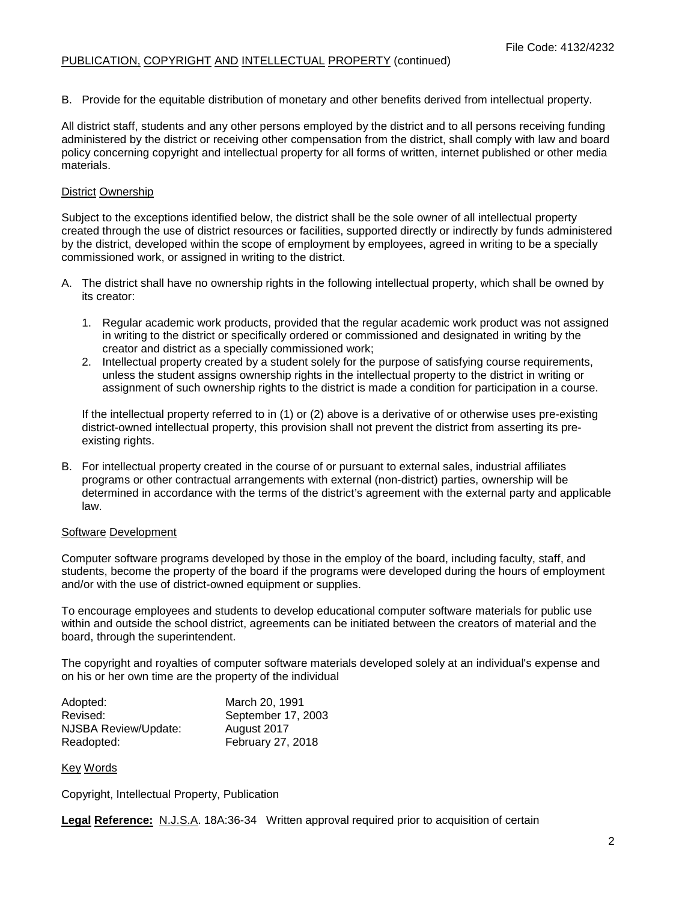B. Provide for the equitable distribution of monetary and other benefits derived from intellectual property.

All district staff, students and any other persons employed by the district and to all persons receiving funding administered by the district or receiving other compensation from the district, shall comply with law and board policy concerning copyright and intellectual property for all forms of written, internet published or other media materials.

## District Ownership

Subject to the exceptions identified below, the district shall be the sole owner of all intellectual property created through the use of district resources or facilities, supported directly or indirectly by funds administered by the district, developed within the scope of employment by employees, agreed in writing to be a specially commissioned work, or assigned in writing to the district.

A. The district shall have no ownership rights in the following intellectual property, which shall be owned by its creator:

   1. Regular academic work products, provided that the regular academic work product was not assigned in writing to the district or specifically ordered or commissioned and designated in writing by the creator and district as a specially commissioned work;
   2. Intellectual property created by a student solely for the purpose of satisfying course requirements, unless the student assigns ownership rights in the intellectual property to the district in writing or assignment of such ownership rights to the district is made a condition for participation in a course.

   If the intellectual property referred to in (1) or (2) above is a derivative of or otherwise uses pre-existing district-owned intellectual property, this provision shall not prevent the district from asserting its pre-existing rights.

B. For intellectual property created in the course of or pursuant to external sales, industrial affiliates programs or other contractual arrangements with external (non-district) parties, ownership will be determined in accordance with the terms of the district's agreement with the external party and applicable law.

## Software Development

Computer software programs developed by those in the employ of the board, including faculty, staff, and students, become the property of the board if the programs were developed during the hours of employment and/or with the use of district-owned equipment or supplies.

To encourage employees and students to develop educational computer software materials for public use within and outside the school district, agreements can be initiated between the creators of material and the board, through the superintendent.

The copyright and royalties of computer software materials developed solely at an individual's expense and on his or her own time are the property of the individual

| | |
|---|---|
| Adopted: | March 20, 1991 |
| Revised: | September 17, 2003 |
| NJSBA Review/Update: | August 2017 |
| Readopted: | February 27, 2018 |

## Key Words

Copyright, Intellectual Property, Publication

**Legal Reference:** N.J.S.A. 18A:36-34 Written approval required prior to acquisition of certain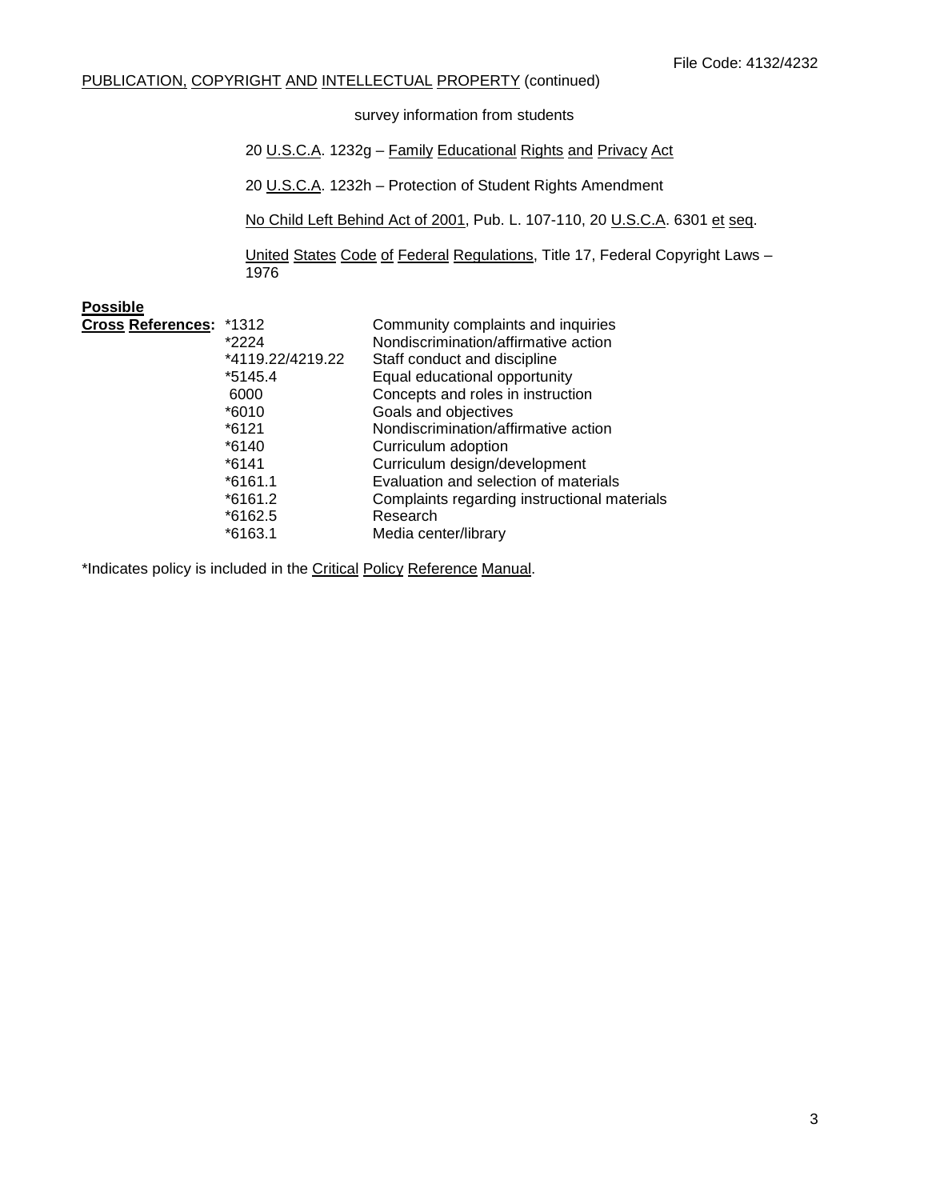PUBLICATION, COPYRIGHT AND INTELLECTUAL PROPERTY (continued)

survey information from students

20 U.S.C.A. 1232g – Family Educational Rights and Privacy Act

20 U.S.C.A. 1232h – Protection of Student Rights Amendment

No Child Left Behind Act of 2001, Pub. L. 107-110, 20 U.S.C.A. 6301 et seq.

United States Code of Federal Regulations, Title 17, Federal Copyright Laws – 1976

**Possible Cross References:**

| | | |
|---|---|---|
| | *1312 | Community complaints and inquiries |
| | *2224 | Nondiscrimination/affirmative action |
| | *4119.22/4219.22 | Staff conduct and discipline |
| | *5145.4 | Equal educational opportunity |
| | 6000 | Concepts and roles in instruction |
| | *6010 | Goals and objectives |
| | *6121 | Nondiscrimination/affirmative action |
| | *6140 | Curriculum adoption |
| | *6141 | Curriculum design/development |
| | *6161.1 | Evaluation and selection of materials |
| | *6161.2 | Complaints regarding instructional materials |
| | *6162.5 | Research |
| | *6163.1 | Media center/library |

*Indicates policy is included in the Critical Policy Reference Manual.